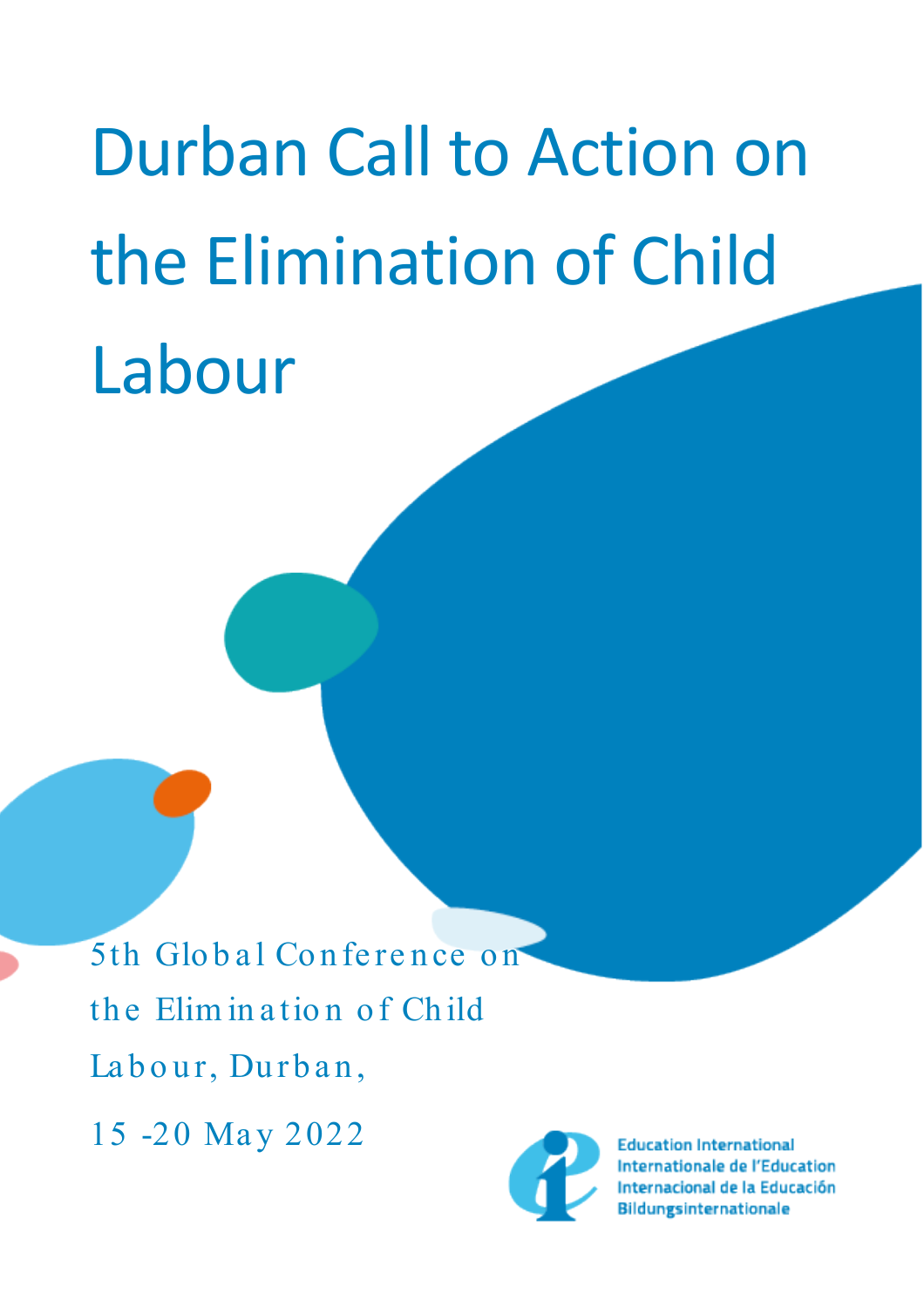# Durban Call to Action on the Elimination of Child Labour

5th Global Conference on the Elimination of Child Labour, Durban,

15 -20 May 2022

Education International
Internationale de l'Education
Internacional de la Educación
Bildungsinternationale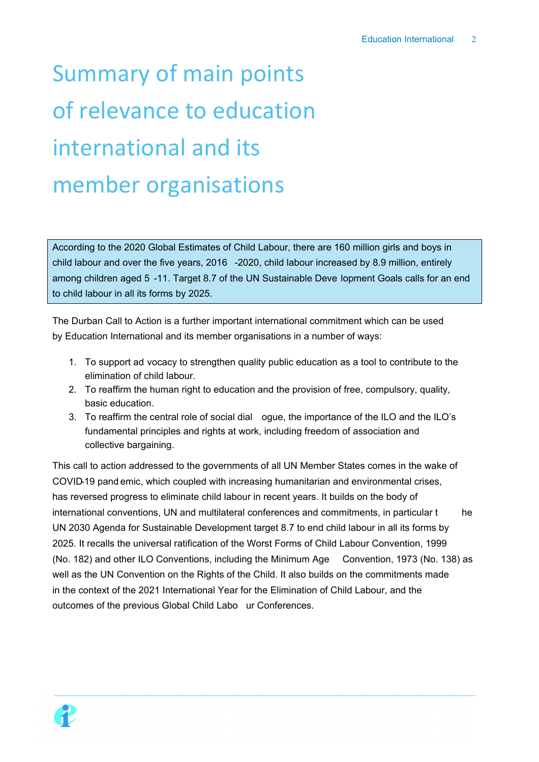# Summary of main points of relevance to education international and its member organisations

According to the 2020 Global Estimates of Child Labour, there are 160 million girls and boys in child labour and over the five years, 2016-2020, child labour increased by 8.9 million, entirely among children aged 5-11. Target 8.7 of the UN Sustainable Development Goals calls for an end to child labour in all its forms by 2025.

The Durban Call to Action is a further important international commitment which can be used by Education International and its member organisations in a number of ways:

1. To support advocacy to strengthen quality public education as a tool to contribute to the elimination of child labour.
2. To reaffirm the human right to education and the provision of free, compulsory, quality, basic education.
3. To reaffirm the central role of social dialogue, the importance of the ILO and the ILO's fundamental principles and rights at work, including freedom of association and collective bargaining.

This call to action addressed to the governments of all UN Member States comes in the wake of COVID-19 pandemic, which coupled with increasing humanitarian and environmental crises, has reversed progress to eliminate child labour in recent years. It builds on the body of international conventions, UN and multilateral conferences and commitments, in particular the UN 2030 Agenda for Sustainable Development target 8.7 to end child labour in all its forms by 2025. It recalls the universal ratification of the Worst Forms of Child Labour Convention, 1999 (No. 182) and other ILO Conventions, including the Minimum Age Convention, 1973 (No. 138) as well as the UN Convention on the Rights of the Child. It also builds on the commitments made in the context of the 2021 International Year for the Elimination of Child Labour, and the outcomes of the previous Global Child Labour Conferences.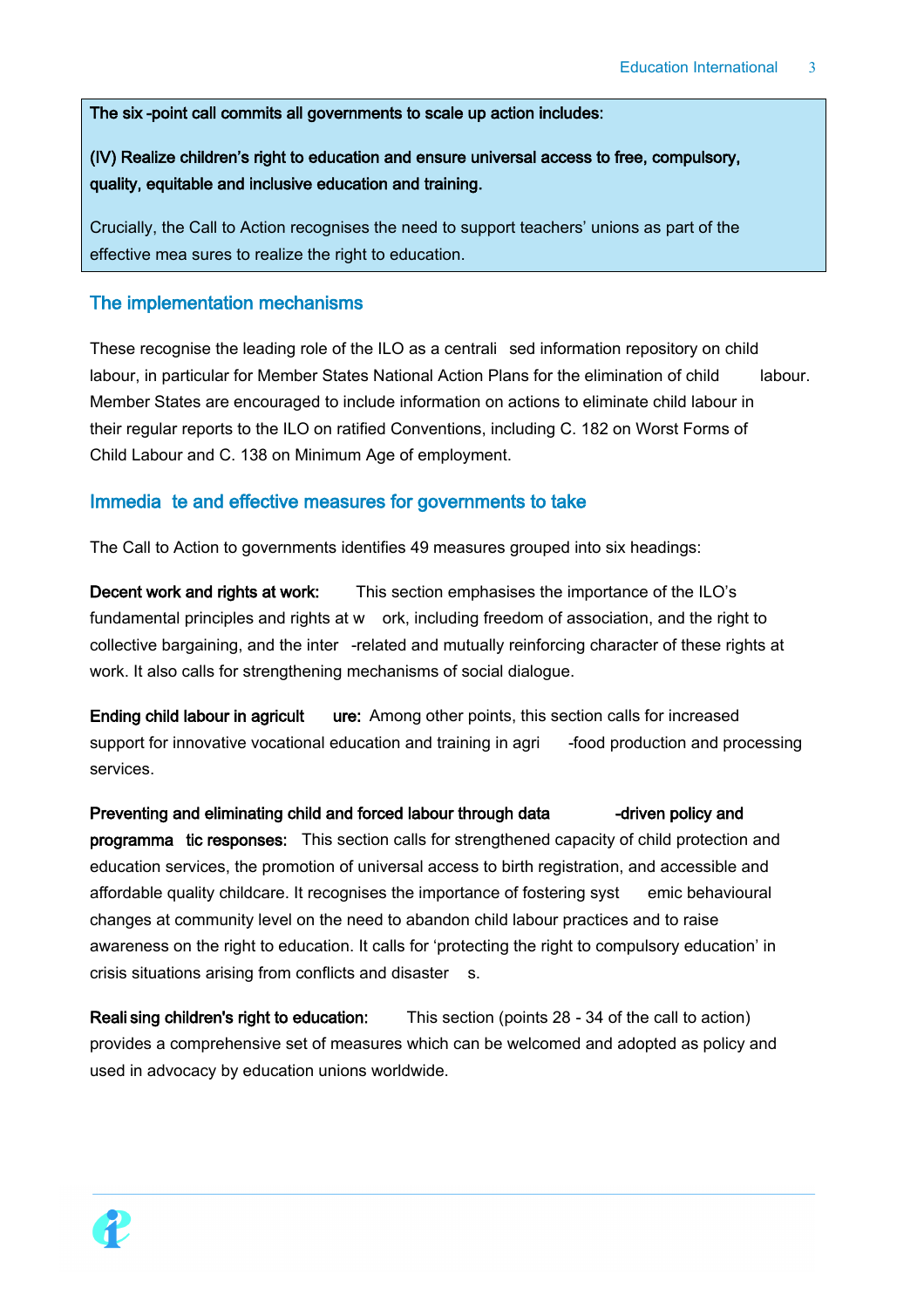**The six-point call commits all governments to scale up action includes:**

**(IV) Realize children's right to education and ensure universal access to free, compulsory, quality, equitable and inclusive education and training.**

Crucially, the Call to Action recognises the need to support teachers' unions as part of the effective measures to realize the right to education.

## The implementation mechanisms

These recognise the leading role of the ILO as a centralised information repository on child labour, in particular for Member States National Action Plans for the elimination of child labour. Member States are encouraged to include information on actions to eliminate child labour in their regular reports to the ILO on ratified Conventions, including C. 182 on Worst Forms of Child Labour and C. 138 on Minimum Age of employment.

## Immediate and effective measures for governments to take

The Call to Action to governments identifies 49 measures grouped into six headings:

**Decent work and rights at work:** This section emphasises the importance of the ILO's fundamental principles and rights at work, including freedom of association, and the right to collective bargaining, and the inter-related and mutually reinforcing character of these rights at work. It also calls for strengthening mechanisms of social dialogue.

**Ending child labour in agriculture:** Among other points, this section calls for increased support for innovative vocational education and training in agri-food production and processing services.

**Preventing and eliminating child and forced labour through data-driven policy and programmatic responses:** This section calls for strengthened capacity of child protection and education services, the promotion of universal access to birth registration, and accessible and affordable quality childcare. It recognises the importance of fostering systemic behavioural changes at community level on the need to abandon child labour practices and to raise awareness on the right to education. It calls for 'protecting the right to compulsory education' in crisis situations arising from conflicts and disasters.

**Realising children's right to education:** This section (points 28 - 34 of the call to action) provides a comprehensive set of measures which can be welcomed and adopted as policy and used in advocacy by education unions worldwide.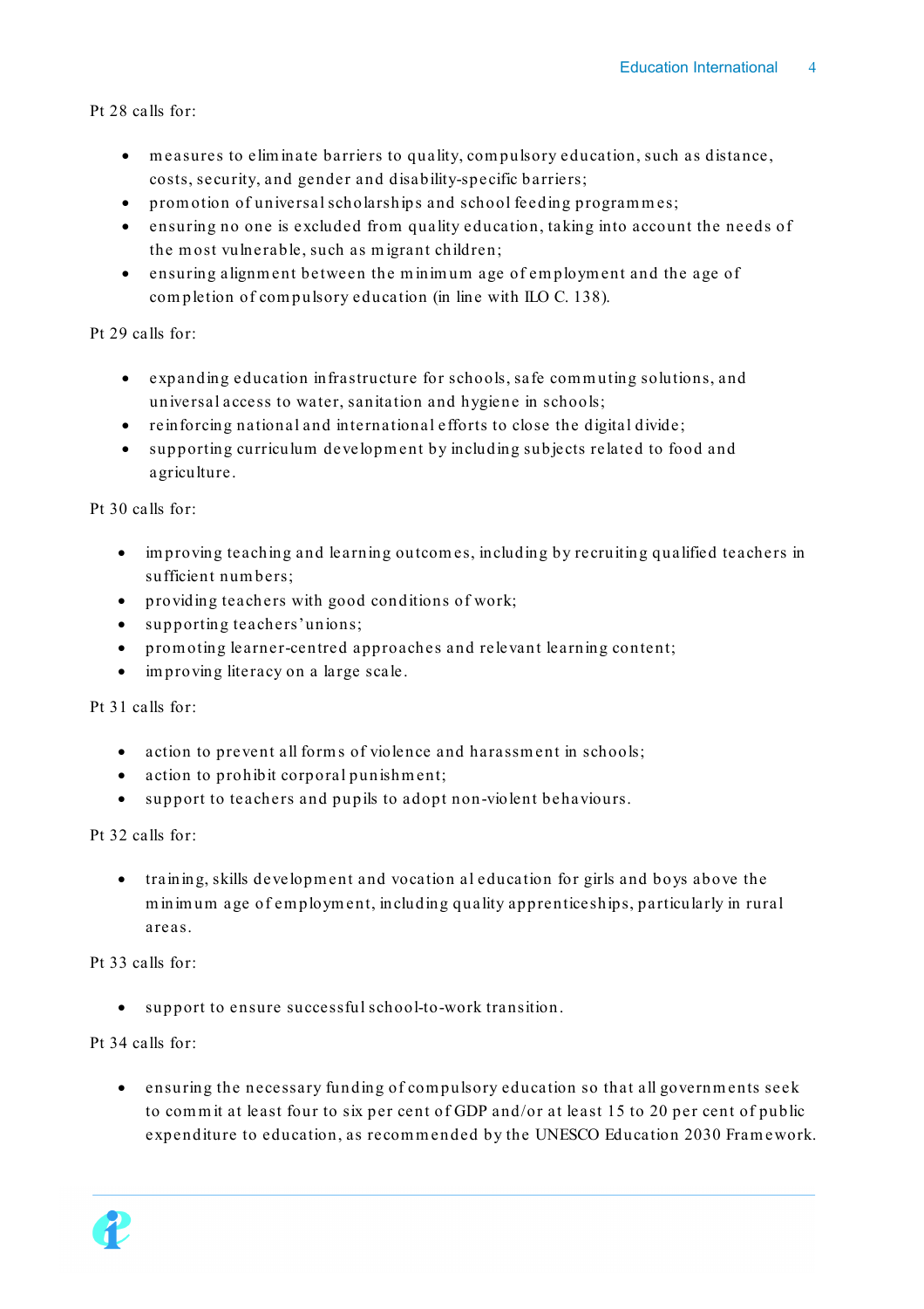Pt 28 calls for:

- measures to eliminate barriers to quality, compulsory education, such as distance, costs, security, and gender and disability-specific barriers;
- promotion of universal scholarships and school feeding programmes;
- ensuring no one is excluded from quality education, taking into account the needs of the most vulnerable, such as migrant children;
- ensuring alignment between the minimum age of employment and the age of completion of compulsory education (in line with ILO C. 138).

Pt 29 calls for:

- expanding education infrastructure for schools, safe commuting solutions, and universal access to water, sanitation and hygiene in schools;
- reinforcing national and international efforts to close the digital divide;
- supporting curriculum development by including subjects related to food and agriculture.

Pt 30 calls for:

- improving teaching and learning outcomes, including by recruiting qualified teachers in sufficient numbers;
- providing teachers with good conditions of work;
- supporting teachers' unions;
- promoting learner-centred approaches and relevant learning content;
- improving literacy on a large scale.

Pt 31 calls for:

- action to prevent all forms of violence and harassment in schools;
- action to prohibit corporal punishment;
- support to teachers and pupils to adopt non-violent behaviours.

Pt 32 calls for:

- training, skills development and vocational education for girls and boys above the minimum age of employment, including quality apprenticeships, particularly in rural areas.

Pt 33 calls for:

- support to ensure successful school-to-work transition.

Pt 34 calls for:

- ensuring the necessary funding of compulsory education so that all governments seek to commit at least four to six per cent of GDP and/or at least 15 to 20 per cent of public expenditure to education, as recommended by the UNESCO Education 2030 Framework.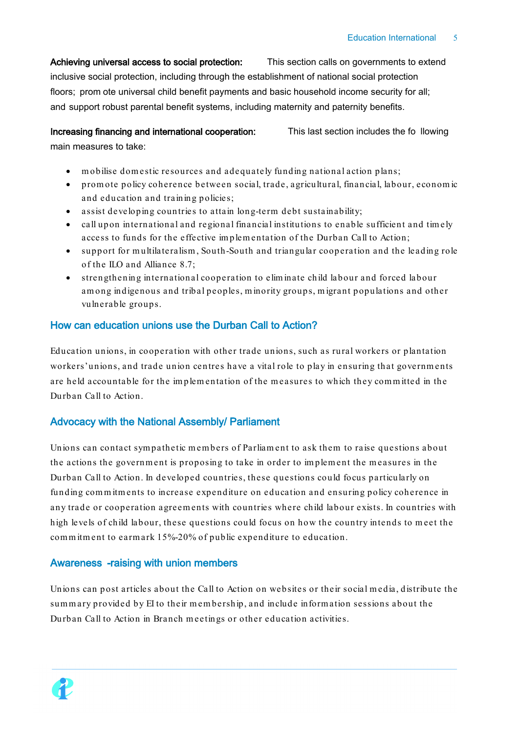**Achieving universal access to social protection:** This section calls on governments to extend inclusive social protection, including through the establishment of national social protection floors; promote universal child benefit payments and basic household income security for all; and support robust parental benefit systems, including maternity and paternity benefits.

**Increasing financing and international cooperation:** This last section includes the following main measures to take:

- mobilise domestic resources and adequately funding national action plans;
- promote policy coherence between social, trade, agricultural, financial, labour, economic and education and training policies;
- assist developing countries to attain long-term debt sustainability;
- call upon international and regional financial institutions to enable sufficient and timely access to funds for the effective implementation of the Durban Call to Action;
- support for multilateralism, South-South and triangular cooperation and the leading role of the ILO and Alliance 8.7;
- strengthening international cooperation to eliminate child labour and forced labour among indigenous and tribal peoples, minority groups, migrant populations and other vulnerable groups.

## How can education unions use the Durban Call to Action?

Education unions, in cooperation with other trade unions, such as rural workers or plantation workers' unions, and trade union centres have a vital role to play in ensuring that governments are held accountable for the implementation of the measures to which they committed in the Durban Call to Action.

## Advocacy with the National Assembly/ Parliament

Unions can contact sympathetic members of Parliament to ask them to raise questions about the actions the government is proposing to take in order to implement the measures in the Durban Call to Action. In developed countries, these questions could focus particularly on funding commitments to increase expenditure on education and ensuring policy coherence in any trade or cooperation agreements with countries where child labour exists. In countries with high levels of child labour, these questions could focus on how the country intends to meet the commitment to earmark 15%-20% of public expenditure to education.

## Awareness-raising with union members

Unions can post articles about the Call to Action on websites or their social media, distribute the summary provided by EI to their membership, and include information sessions about the Durban Call to Action in Branch meetings or other education activities.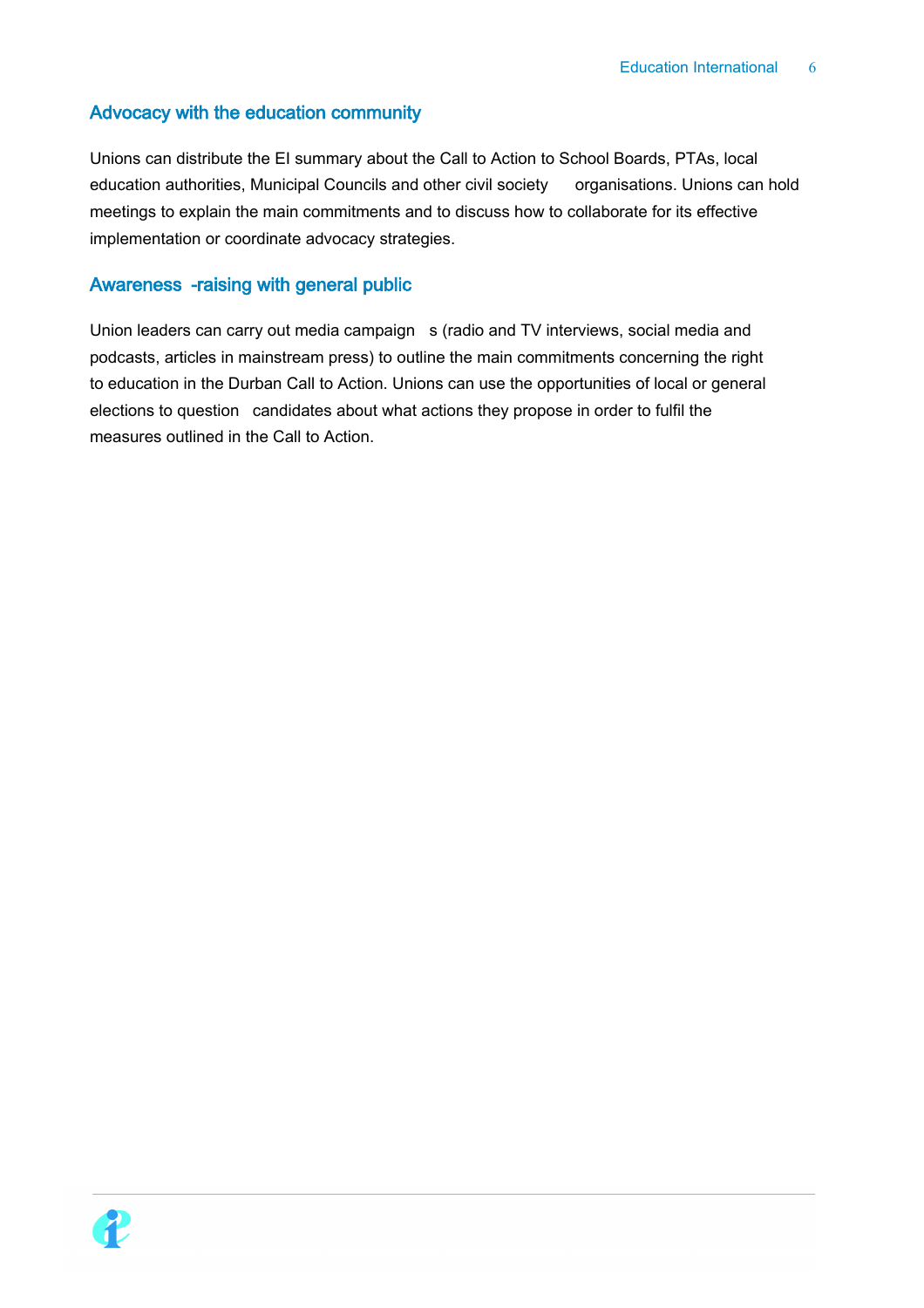## Advocacy with the education community

Unions can distribute the EI summary about the Call to Action to School Boards, PTAs, local education authorities, Municipal Councils and other civil society organisations. Unions can hold meetings to explain the main commitments and to discuss how to collaborate for its effective implementation or coordinate advocacy strategies.

## Awareness-raising with general public

Union leaders can carry out media campaigns (radio and TV interviews, social media and podcasts, articles in mainstream press) to outline the main commitments concerning the right to education in the Durban Call to Action. Unions can use the opportunities of local or general elections to question candidates about what actions they propose in order to fulfil the measures outlined in the Call to Action.